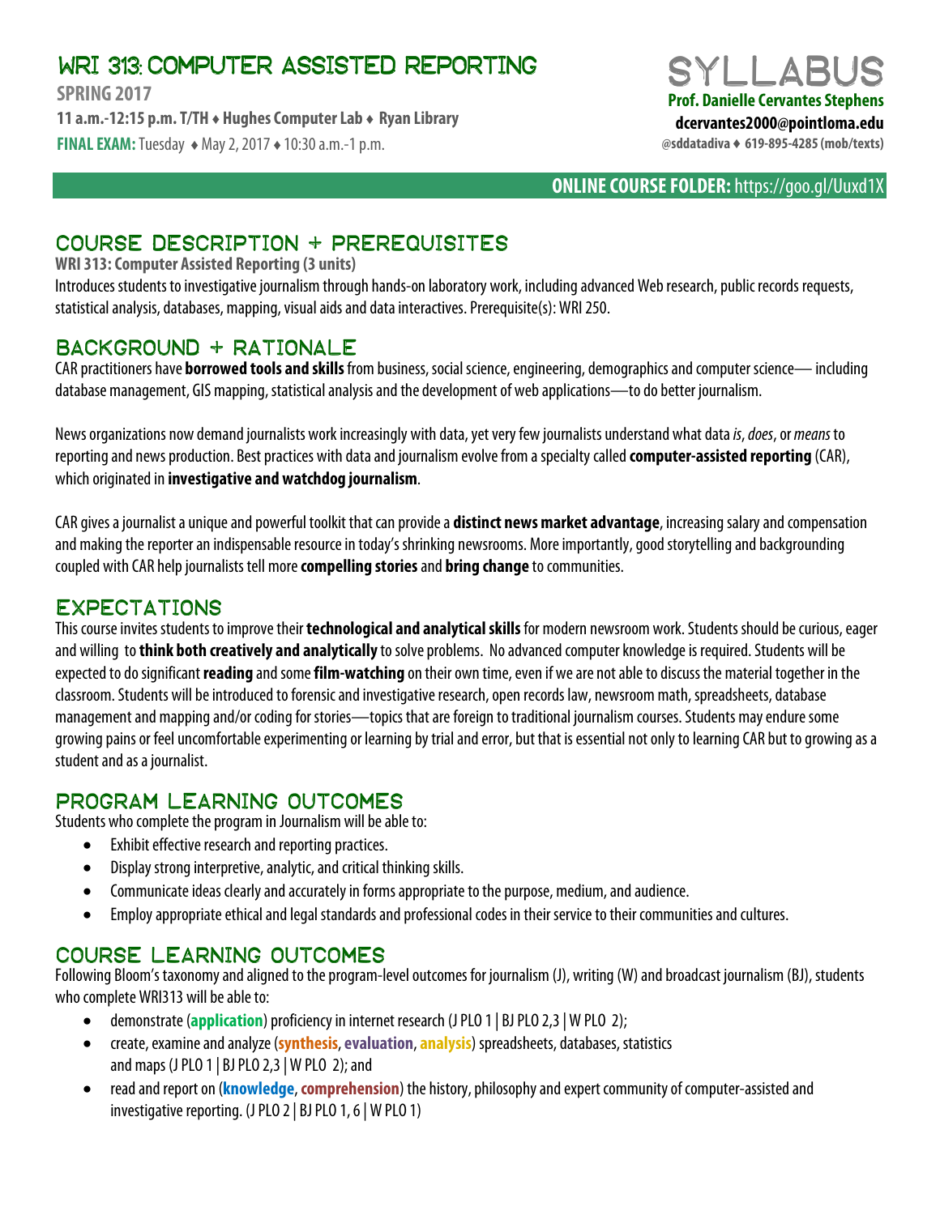# WRI 313: COMPUTER ASSISTED REPORTING

**SPRING 2017**

**11 a.m.-12:15 p.m. T/TH ♦ Hughes Computer Lab ♦ Ryan Library**

**FINAL EXAM:** Tuesday ♦ May 2, 2017 ♦ 10:30 a.m.-1 p.m.

# SYLLABUS

**Prof. Danielle Cervantes Stephens**

**dcervantes2000@pointloma.edu**

**@sddatadiva ♦ 619-895-4285 (mob/texts)**

**ONLINE COURSE FOLDER:** https://goo.gl/Uuxd1X

## COURSE DESCRIPTION + PREREQUISITES

**WRI 313: Computer Assisted Reporting (3 units)**

Introduces students to investigative journalism through hands-on laboratory work, including advanced Web research, public records requests, statistical analysis, databases, mapping, visual aids and data interactives. Prerequisite(s): WRI 250.

## BACKGROUND + RATIONALE

CAR practitioners have **borrowed tools and skills** from business, social science, engineering, demographics and computer science— including database management, GIS mapping, statistical analysis and the development of web applications—to do better journalism.

News organizations now demand journalists work increasingly with data, yet very few journalists understand what data *is*, *does*, or *means* to reporting and news production. Best practices with data and journalism evolve from a specialty called **computer-assisted reporting** (CAR), which originated in **investigative and watchdog journalism**.

CAR gives a journalist a unique and powerful toolkit that can provide a **distinct news market advantage**, increasing salary and compensation and making the reporter an indispensable resource in today's shrinking newsrooms. More importantly, good storytelling and backgrounding coupled with CAR help journalists tell more **compelling stories** and **bring change** to communities.

## EXPECTATIONS

This course invites students to improve their **technological and analytical skills** for modern newsroom work. Students should be curious, eager and willing to **think both creatively and analytically** to solve problems. No advanced computer knowledge is required. Students will be expected to do significant **reading** and some **film-watching** on their own time, even if we are not able to discuss the material together in the classroom. Students will be introduced to forensic and investigative research, open records law, newsroom math, spreadsheets, database management and mapping and/or coding for stories—topics that are foreign to traditional journalism courses. Students may endure some growing pains or feel uncomfortable experimenting or learning by trial and error, but that is essential not only to learning CAR but to growing as a student and as a journalist.

## PROGRAM LEARNING OUTCOMES

Students who complete the program in Journalism will be able to:

- Exhibit effective research and reporting practices.
- Display strong interpretive, analytic, and critical thinking skills.
- Communicate ideas clearly and accurately in forms appropriate to the purpose, medium, and audience.
- Employ appropriate ethical and legal standards and professional codes in their service to their communities and cultures.

## COURSE LEARNING OUTCOMES

Following Bloom's taxonomy and aligned to the program-level outcomes for journalism (J), writing (W) and broadcast journalism (BJ), students who complete WRI313 will be able to:

- demonstrate (**application**) proficiency in internet research (J PLO 1 | BJ PLO 2,3 | W PLO 2);
- create, examine and analyze (**synthesis**, **evaluation**, **analysis**) spreadsheets, databases, statistics and maps (J PLO 1 | BJ PLO 2,3 | W PLO 2); and
- read and report on (**knowledge**, **comprehension**) the history, philosophy and expert community of computer-assisted and investigative reporting. (J PLO 2 | BJ PLO 1, 6 | W PLO 1)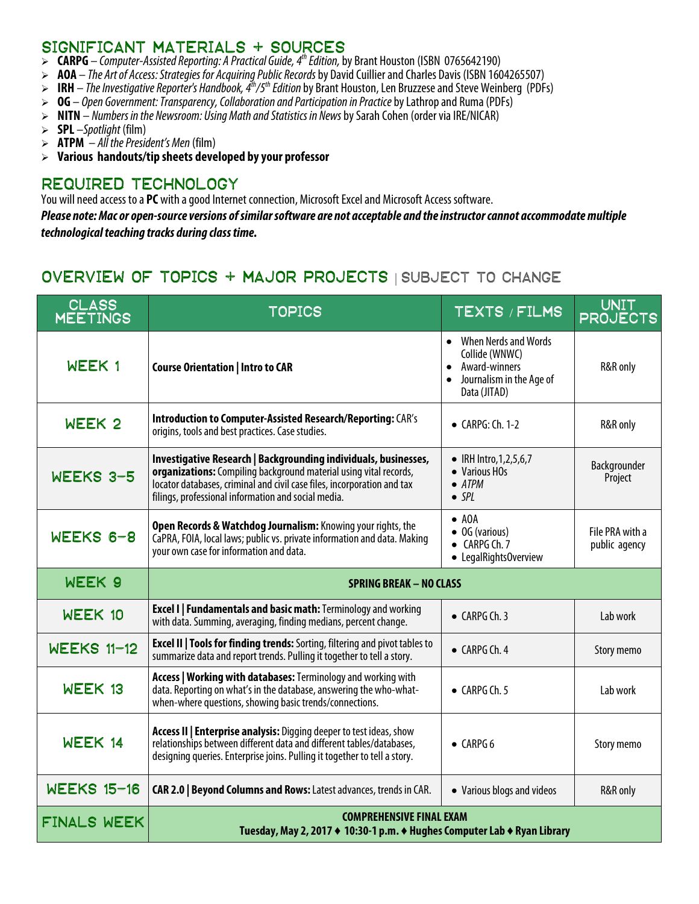## SIGNIFICANT MATERIALS + SOURCES

- **CARPG** – *Computer-Assisted Reporting: A Practical Guide, 4th Edition,* by Brant Houston (ISBN 0765642190)
- **AOA** – *The Art of Access: Strategies for Acquiring Public Records* by David Cuillier and Charles Davis (ISBN 1604265507)
- **IRH** – *The Investigative Reporter's Handbook, 4th/5th Edition* by Brant Houston, Len Bruzzese and Steve Weinberg (PDFs)
- **OG** – *Open Government: Transparency, Collaboration and Participation in Practice* by Lathrop and Ruma (PDFs)
- **NITN** – *Numbers in the Newsroom: Using Math and Statistics in News* by Sarah Cohen (order via IRE/NICAR)
- **SPL** – *Spotlight* (film)
- **ATPM** – *All the President's Men* (film)
- **Various handouts/tip sheets developed by your professor**

## REQUIRED TECHNOLOGY

You will need access to a **PC** with a good Internet connection, Microsoft Excel and Microsoft Access software.

***Please note: Mac or open-source versions of similar software are not acceptable and the instructor cannot accommodate multiple technological teaching tracks during class time.***

## OVERVIEW OF TOPICS + MAJOR PROJECTS | SUBJECT TO CHANGE

| CLASS MEETINGS | TOPICS | TEXTS / FILMS | UNIT PROJECTS |
|---|---|---|---|
| WEEK 1 | **Course Orientation \| Intro to CAR** | • When Nerds and Words Collide (WNWC)<br>• Award-winners<br>• Journalism in the Age of Data (JITAD) | R&R only |
| WEEK 2 | **Introduction to Computer-Assisted Research/Reporting:** CAR's origins, tools and best practices. Case studies. | • CARPG: Ch. 1-2 | R&R only |
| WEEKS 3–5 | **Investigative Research \| Backgrounding individuals, businesses, organizations:** Compiling background material using vital records, locator databases, criminal and civil case files, incorporation and tax filings, professional information and social media. | • IRH Intro,1,2,5,6,7<br>• Various HOs<br>• *ATPM*<br>• *SPL* | Backgrounder Project |
| WEEKS 6–8 | **Open Records & Watchdog Journalism:** Knowing your rights, the CaPRA, FOIA, local laws; public vs. private information and data. Making your own case for information and data. | • AOA<br>• OG (various)<br>• CARPG Ch. 7<br>• LegalRightsOverview | File PRA with a public agency |
| WEEK 9 | **SPRING BREAK – NO CLASS** | | |
| WEEK 10 | **Excel I \| Fundamentals and basic math:** Terminology and working with data. Summing, averaging, finding medians, percent change. | • CARPG Ch. 3 | Lab work |
| WEEKS 11–12 | **Excel II \| Tools for finding trends:** Sorting, filtering and pivot tables to summarize data and report trends. Pulling it together to tell a story. | • CARPG Ch. 4 | Story memo |
| WEEK 13 | **Access \| Working with databases:** Terminology and working with data. Reporting on what's in the database, answering the who-what-when-where questions, showing basic trends/connections. | • CARPG Ch. 5 | Lab work |
| WEEK 14 | **Access II \| Enterprise analysis:** Digging deeper to test ideas, show relationships between different data and different tables/databases, designing queries. Enterprise joins. Pulling it together to tell a story. | • CARPG 6 | Story memo |
| WEEKS 15–16 | **CAR 2.0 \| Beyond Columns and Rows:** Latest advances, trends in CAR. | • Various blogs and videos | R&R only |
| FINALS WEEK | **COMPREHENSIVE FINAL EXAM**<br>**Tuesday, May 2, 2017 ♦ 10:30-1 p.m. ♦ Hughes Computer Lab ♦ Ryan Library** | | |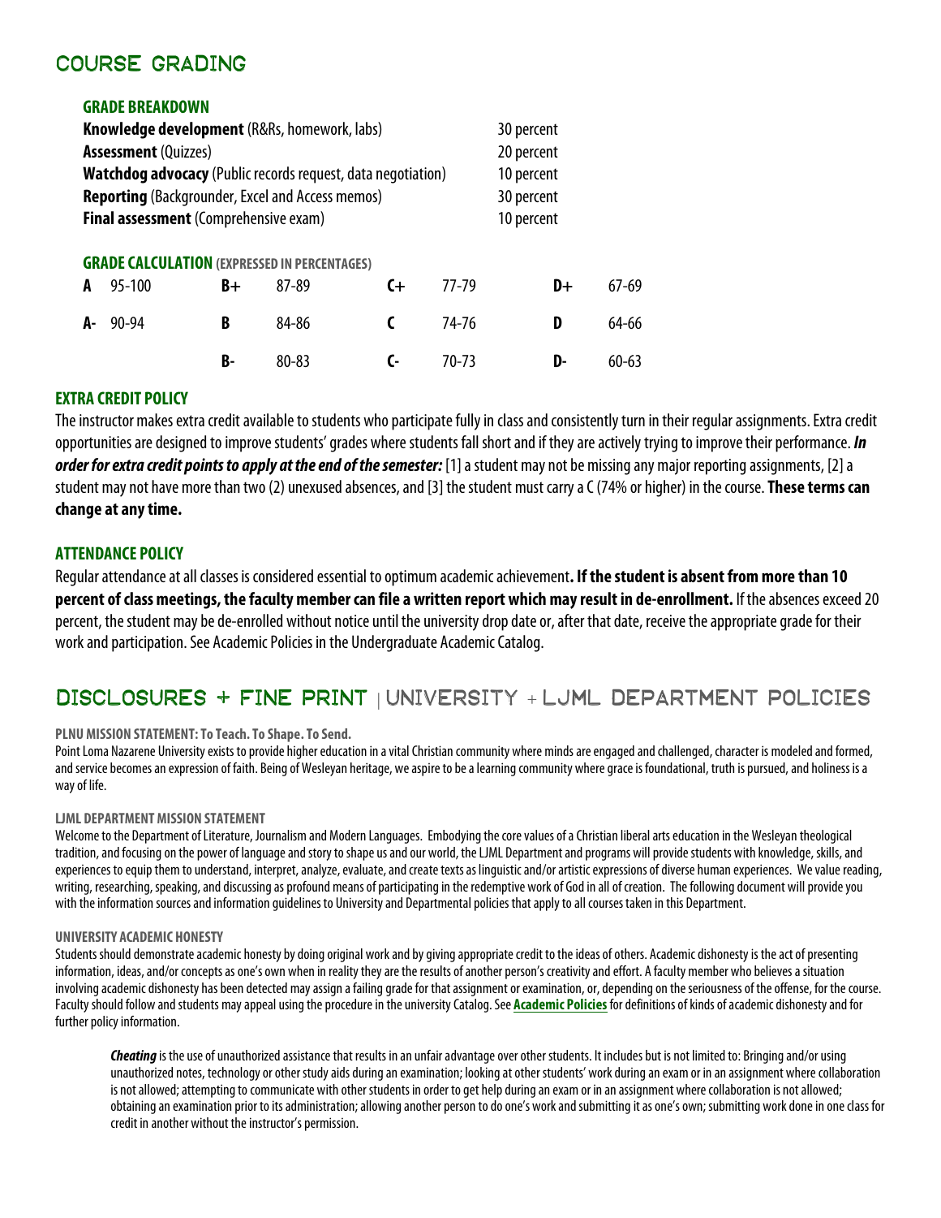## COURSE GRADING

### GRADE BREAKDOWN

| | |
|---|---|
| **Knowledge development** (R&Rs, homework, labs) | 30 percent |
| **Assessment** (Quizzes) | 20 percent |
| **Watchdog advocacy** (Public records request, data negotiation) | 10 percent |
| **Reporting** (Backgrounder, Excel and Access memos) | 30 percent |
| **Final assessment** (Comprehensive exam) | 10 percent |

### GRADE CALCULATION (EXPRESSED IN PERCENTAGES)

| | | | | | | | |
|---|---|---|---|---|---|---|---|
| **A** | 95-100 | **B+** | 87-89 | **C+** | 77-79 | **D+** | 67-69 |
| **A-** | 90-94 | **B** | 84-86 | **C** | 74-76 | **D** | 64-66 |
| | | **B-** | 80-83 | **C-** | 70-73 | **D-** | 60-63 |

### EXTRA CREDIT POLICY

The instructor makes extra credit available to students who participate fully in class and consistently turn in their regular assignments. Extra credit opportunities are designed to improve students' grades where students fall short and if they are actively trying to improve their performance. ***In order for extra credit points to apply at the end of the semester:*** [1] a student may not be missing any major reporting assignments, [2] a student may not have more than two (2) unexused absences, and [3] the student must carry a C (74% or higher) in the course. **These terms can change at any time.**

### ATTENDANCE POLICY

Regular attendance at all classes is considered essential to optimum academic achievement**. If the student is absent from more than 10 percent of class meetings, the faculty member can file a written report which may result in de-enrollment.** If the absences exceed 20 percent, the student may be de-enrolled without notice until the university drop date or, after that date, receive the appropriate grade for their work and participation. See Academic Policies in the Undergraduate Academic Catalog.

## DISCLOSURES + FINE PRINT | UNIVERSITY + LJML DEPARTMENT POLICIES

#### PLNU MISSION STATEMENT: To Teach. To Shape. To Send.

Point Loma Nazarene University exists to provide higher education in a vital Christian community where minds are engaged and challenged, character is modeled and formed, and service becomes an expression of faith. Being of Wesleyan heritage, we aspire to be a learning community where grace is foundational, truth is pursued, and holiness is a way of life.

#### LJML DEPARTMENT MISSION STATEMENT

Welcome to the Department of Literature, Journalism and Modern Languages. Embodying the core values of a Christian liberal arts education in the Wesleyan theological tradition, and focusing on the power of language and story to shape us and our world, the LJML Department and programs will provide students with knowledge, skills, and experiences to equip them to understand, interpret, analyze, evaluate, and create texts as linguistic and/or artistic expressions of diverse human experiences. We value reading, writing, researching, speaking, and discussing as profound means of participating in the redemptive work of God in all of creation. The following document will provide you with the information sources and information guidelines to University and Departmental policies that apply to all courses taken in this Department.

#### UNIVERSITY ACADEMIC HONESTY

Students should demonstrate academic honesty by doing original work and by giving appropriate credit to the ideas of others. Academic dishonesty is the act of presenting information, ideas, and/or concepts as one's own when in reality they are the results of another person's creativity and effort. A faculty member who believes a situation involving academic dishonesty has been detected may assign a failing grade for that assignment or examination, or, depending on the seriousness of the offense, for the course. Faculty should follow and students may appeal using the procedure in the university Catalog. See **Academic Policies** for definitions of kinds of academic dishonesty and for further policy information.

> ***Cheating*** is the use of unauthorized assistance that results in an unfair advantage over other students. It includes but is not limited to: Bringing and/or using unauthorized notes, technology or other study aids during an examination; looking at other students' work during an exam or in an assignment where collaboration is not allowed; attempting to communicate with other students in order to get help during an exam or in an assignment where collaboration is not allowed; obtaining an examination prior to its administration; allowing another person to do one's work and submitting it as one's own; submitting work done in one class for credit in another without the instructor's permission.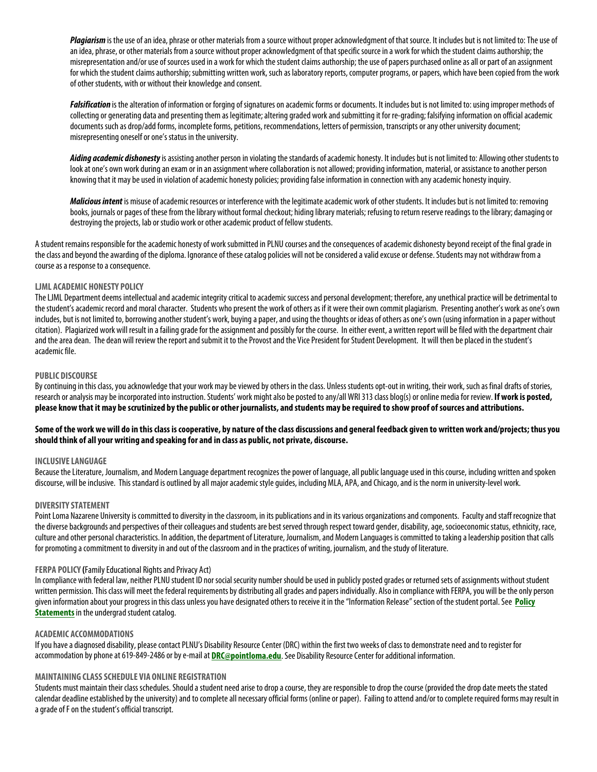***Plagiarism*** is the use of an idea, phrase or other materials from a source without proper acknowledgment of that source. It includes but is not limited to: The use of an idea, phrase, or other materials from a source without proper acknowledgment of that specific source in a work for which the student claims authorship; the misrepresentation and/or use of sources used in a work for which the student claims authorship; the use of papers purchased online as all or part of an assignment for which the student claims authorship; submitting written work, such as laboratory reports, computer programs, or papers, which have been copied from the work of other students, with or without their knowledge and consent.

***Falsification*** is the alteration of information or forging of signatures on academic forms or documents. It includes but is not limited to: using improper methods of collecting or generating data and presenting them as legitimate; altering graded work and submitting it for re-grading; falsifying information on official academic documents such as drop/add forms, incomplete forms, petitions, recommendations, letters of permission, transcripts or any other university document; misrepresenting oneself or one's status in the university.

***Aiding academic dishonesty*** is assisting another person in violating the standards of academic honesty. It includes but is not limited to: Allowing other students to look at one's own work during an exam or in an assignment where collaboration is not allowed; providing information, material, or assistance to another person knowing that it may be used in violation of academic honesty policies; providing false information in connection with any academic honesty inquiry.

***Malicious intent*** is misuse of academic resources or interference with the legitimate academic work of other students. It includes but is not limited to: removing books, journals or pages of these from the library without formal checkout; hiding library materials; refusing to return reserve readings to the library; damaging or destroying the projects, lab or studio work or other academic product of fellow students.

A student remains responsible for the academic honesty of work submitted in PLNU courses and the consequences of academic dishonesty beyond receipt of the final grade in the class and beyond the awarding of the diploma. Ignorance of these catalog policies will not be considered a valid excuse or defense. Students may not withdraw from a course as a response to a consequence.

### LJML ACADEMIC HONESTY POLICY

The LJML Department deems intellectual and academic integrity critical to academic success and personal development; therefore, any unethical practice will be detrimental to the student's academic record and moral character. Students who present the work of others as if it were their own commit plagiarism. Presenting another's work as one's own includes, but is not limited to, borrowing another student's work, buying a paper, and using the thoughts or ideas of others as one's own (using information in a paper without citation). Plagiarized work will result in a failing grade for the assignment and possibly for the course. In either event, a written report will be filed with the department chair and the area dean. The dean will review the report and submit it to the Provost and the Vice President for Student Development. It will then be placed in the student's academic file.

### PUBLIC DISCOURSE

By continuing in this class, you acknowledge that your work may be viewed by others in the class. Unless students opt-out in writing, their work, such as final drafts of stories, research or analysis may be incorporated into instruction. Students' work might also be posted to any/all WRI 313 class blog(s) or online media for review. **If work is posted, please know that it may be scrutinized by the public or other journalists, and students may be required to show proof of sources and attributions.**

**Some of the work we will do in this class is cooperative, by nature of the class discussions and general feedback given to written work and/projects; thus you should think of all your writing and speaking for and in class as public, not private, discourse.**

### INCLUSIVE LANGUAGE

Because the Literature, Journalism, and Modern Language department recognizes the power of language, all public language used in this course, including written and spoken discourse, will be inclusive. This standard is outlined by all major academic style guides, including MLA, APA, and Chicago, and is the norm in university-level work.

### DIVERSITY STATEMENT

Point Loma Nazarene University is committed to diversity in the classroom, in its publications and in its various organizations and components. Faculty and staff recognize that the diverse backgrounds and perspectives of their colleagues and students are best served through respect toward gender, disability, age, socioeconomic status, ethnicity, race, culture and other personal characteristics. In addition, the department of Literature, Journalism, and Modern Languages is committed to taking a leadership position that calls for promoting a commitment to diversity in and out of the classroom and in the practices of writing, journalism, and the study of literature.

### FERPA POLICY (Family Educational Rights and Privacy Act)

In compliance with federal law, neither PLNU student ID nor social security number should be used in publicly posted grades or returned sets of assignments without student written permission. This class will meet the federal requirements by distributing all grades and papers individually. Also in compliance with FERPA, you will be the only person given information about your progress in this class unless you have designated others to receive it in the "Information Release" section of the student portal. See **Policy Statements** in the undergrad student catalog.

### ACADEMIC ACCOMMODATIONS

If you have a diagnosed disability, please contact PLNU's Disability Resource Center (DRC) within the first two weeks of class to demonstrate need and to register for accommodation by phone at 619-849-2486 or by e-mail at **DRC@pointloma.edu**. See Disability Resource Center for additional information.

### MAINTAINING CLASS SCHEDULE VIA ONLINE REGISTRATION

Students must maintain their class schedules. Should a student need arise to drop a course, they are responsible to drop the course (provided the drop date meets the stated calendar deadline established by the university) and to complete all necessary official forms (online or paper). Failing to attend and/or to complete required forms may result in a grade of F on the student's official transcript.